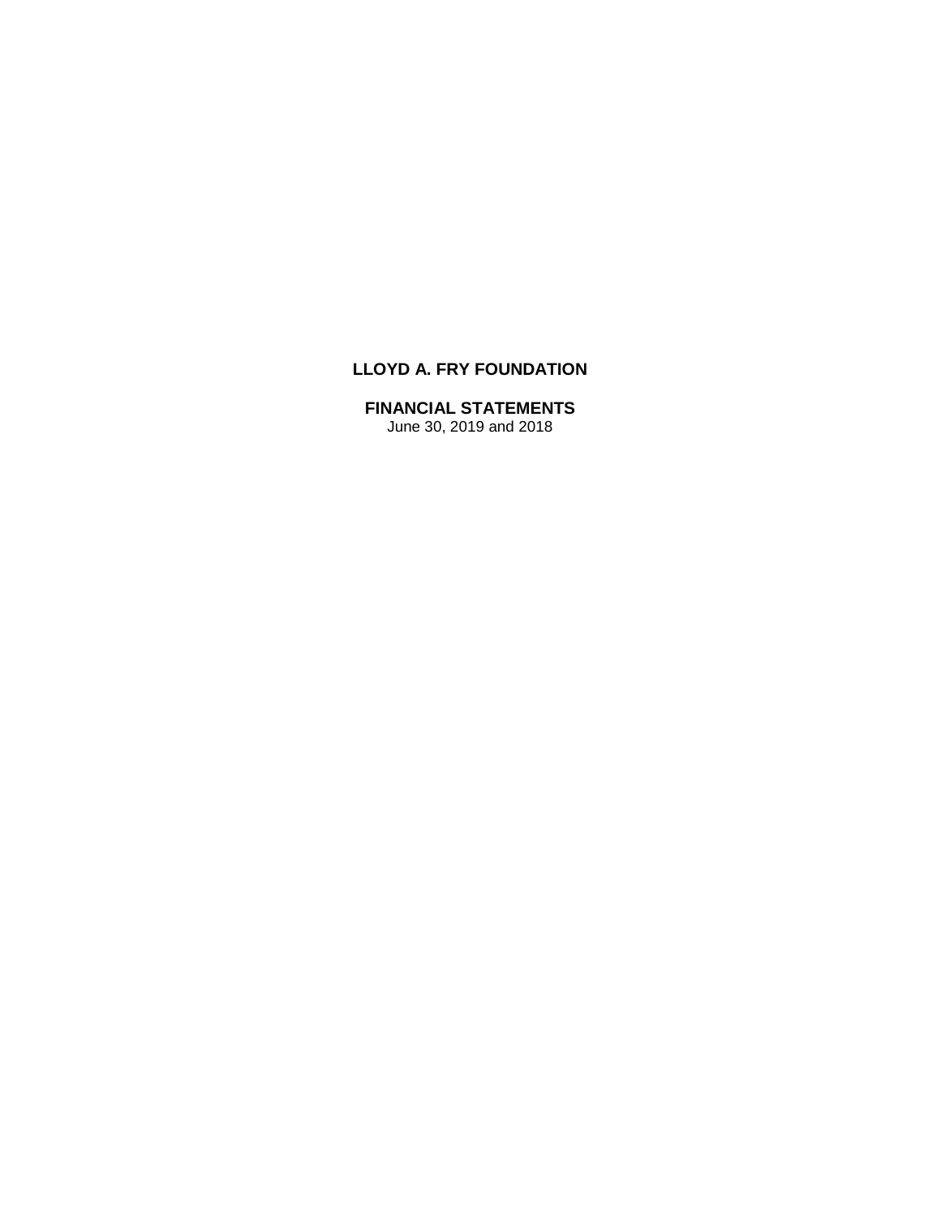# LLOYD A. FRY FOUNDATION

## FINANCIAL STATEMENTS

June 30, 2019 and 2018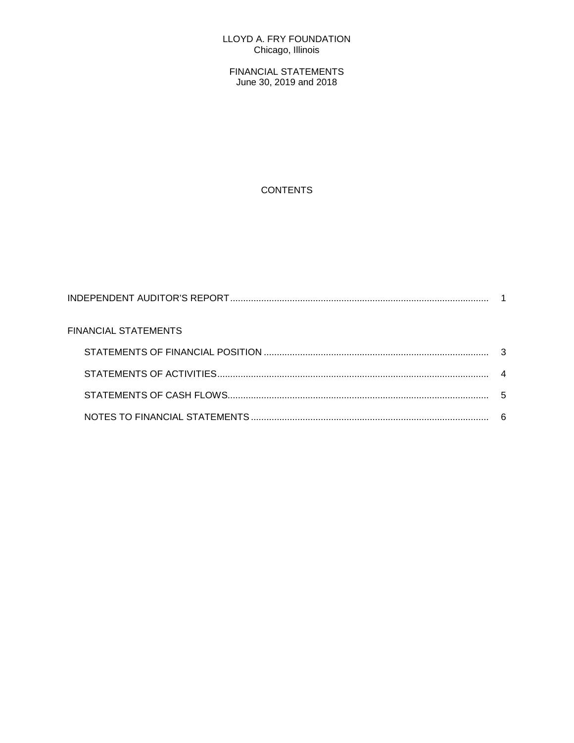LLOYD A. FRY FOUNDATION
Chicago, Illinois

FINANCIAL STATEMENTS
June 30, 2019 and 2018

CONTENTS

| | |
|---|---|
| INDEPENDENT AUDITOR'S REPORT | 1 |
| FINANCIAL STATEMENTS | |
| STATEMENTS OF FINANCIAL POSITION | 3 |
| STATEMENTS OF ACTIVITIES | 4 |
| STATEMENTS OF CASH FLOWS | 5 |
| NOTES TO FINANCIAL STATEMENTS | 6 |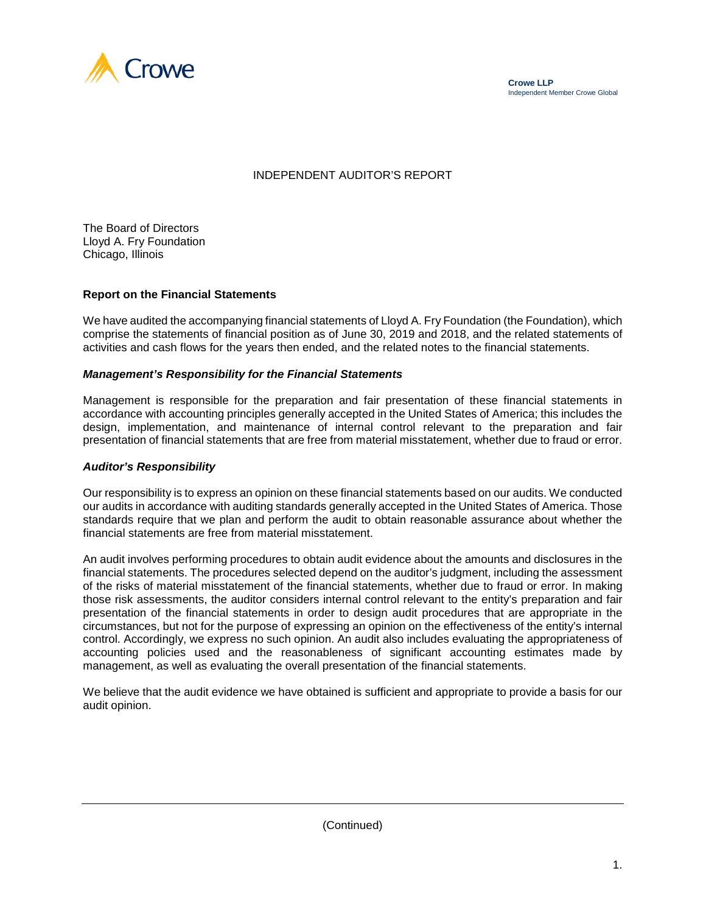Crowe

**Crowe LLP**
Independent Member Crowe Global

# INDEPENDENT AUDITOR'S REPORT

The Board of Directors
Lloyd A. Fry Foundation
Chicago, Illinois

## Report on the Financial Statements

We have audited the accompanying financial statements of Lloyd A. Fry Foundation (the Foundation), which comprise the statements of financial position as of June 30, 2019 and 2018, and the related statements of activities and cash flows for the years then ended, and the related notes to the financial statements.

### *Management's Responsibility for the Financial Statements*

Management is responsible for the preparation and fair presentation of these financial statements in accordance with accounting principles generally accepted in the United States of America; this includes the design, implementation, and maintenance of internal control relevant to the preparation and fair presentation of financial statements that are free from material misstatement, whether due to fraud or error.

### *Auditor's Responsibility*

Our responsibility is to express an opinion on these financial statements based on our audits. We conducted our audits in accordance with auditing standards generally accepted in the United States of America. Those standards require that we plan and perform the audit to obtain reasonable assurance about whether the financial statements are free from material misstatement.

An audit involves performing procedures to obtain audit evidence about the amounts and disclosures in the financial statements. The procedures selected depend on the auditor's judgment, including the assessment of the risks of material misstatement of the financial statements, whether due to fraud or error. In making those risk assessments, the auditor considers internal control relevant to the entity's preparation and fair presentation of the financial statements in order to design audit procedures that are appropriate in the circumstances, but not for the purpose of expressing an opinion on the effectiveness of the entity's internal control. Accordingly, we express no such opinion. An audit also includes evaluating the appropriateness of accounting policies used and the reasonableness of significant accounting estimates made by management, as well as evaluating the overall presentation of the financial statements.

We believe that the audit evidence we have obtained is sufficient and appropriate to provide a basis for our audit opinion.

(Continued)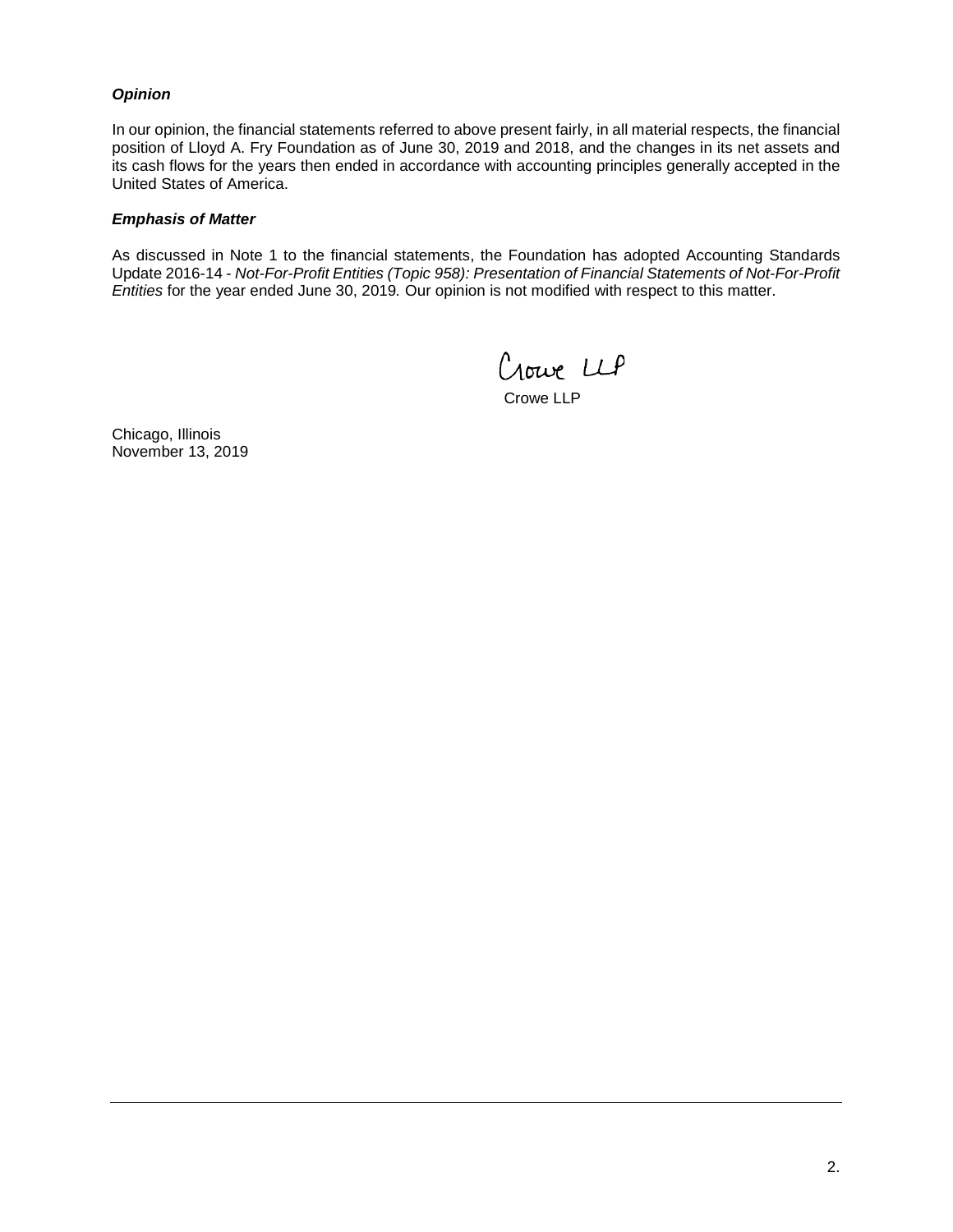***Opinion***

In our opinion, the financial statements referred to above present fairly, in all material respects, the financial position of Lloyd A. Fry Foundation as of June 30, 2019 and 2018, and the changes in its net assets and its cash flows for the years then ended in accordance with accounting principles generally accepted in the United States of America.

***Emphasis of Matter***

As discussed in Note 1 to the financial statements, the Foundation has adopted Accounting Standards Update 2016-14 - *Not-For-Profit Entities (Topic 958): Presentation of Financial Statements of Not-For-Profit Entities* for the year ended June 30, 2019*.* Our opinion is not modified with respect to this matter.

Crowe LLP

Crowe LLP

Chicago, Illinois
November 13, 2019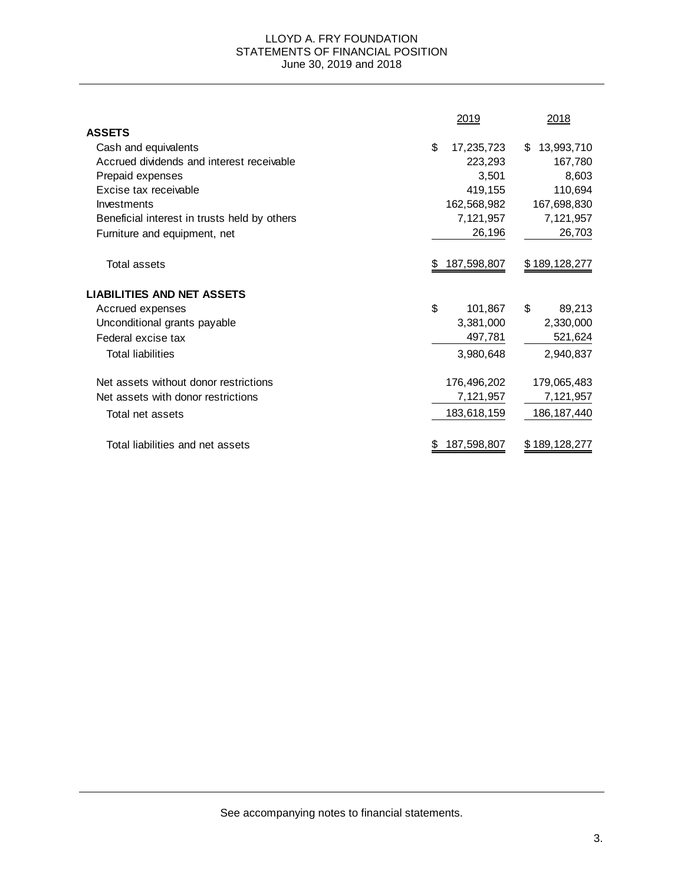# LLOYD A. FRY FOUNDATION
## STATEMENTS OF FINANCIAL POSITION
June 30, 2019 and 2018

| | 2019 | 2018 |
|---|---|---|
| **ASSETS** | | |
| Cash and equivalents | $ 17,235,723 | $ 13,993,710 |
| Accrued dividends and interest receivable | 223,293 | 167,780 |
| Prepaid expenses | 3,501 | 8,603 |
| Excise tax receivable | 419,155 | 110,694 |
| Investments | 162,568,982 | 167,698,830 |
| Beneficial interest in trusts held by others | 7,121,957 | 7,121,957 |
| Furniture and equipment, net | 26,196 | 26,703 |
| Total assets | $ 187,598,807 | $ 189,128,277 |
| **LIABILITIES AND NET ASSETS** | | |
| Accrued expenses | $ 101,867 | $ 89,213 |
| Unconditional grants payable | 3,381,000 | 2,330,000 |
| Federal excise tax | 497,781 | 521,624 |
| Total liabilities | 3,980,648 | 2,940,837 |
| Net assets without donor restrictions | 176,496,202 | 179,065,483 |
| Net assets with donor restrictions | 7,121,957 | 7,121,957 |
| Total net assets | 183,618,159 | 186,187,440 |
| Total liabilities and net assets | $ 187,598,807 | $ 189,128,277 |

See accompanying notes to financial statements.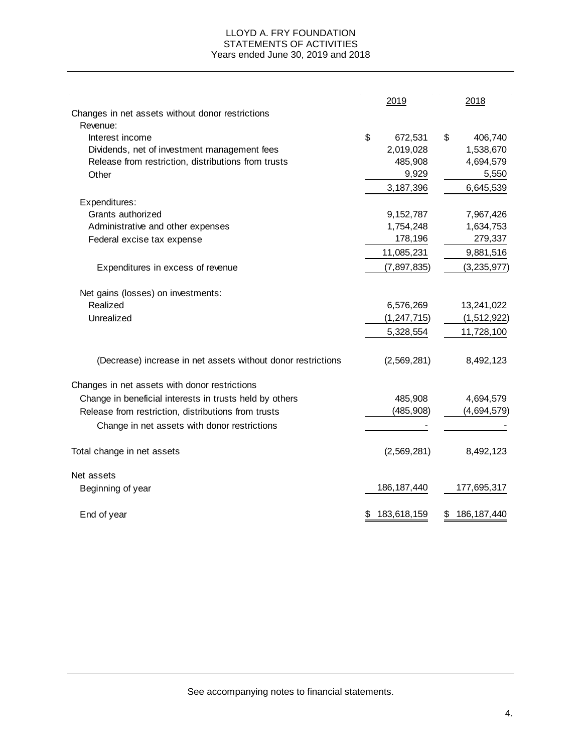# LLOYD A. FRY FOUNDATION
## STATEMENTS OF ACTIVITIES
### Years ended June 30, 2019 and 2018

| | 2019 | 2018 |
|---|---|---|
| Changes in net assets without donor restrictions | | |
| Revenue: | | |
| Interest income | $ 672,531 | $ 406,740 |
| Dividends, net of investment management fees | 2,019,028 | 1,538,670 |
| Release from restriction, distributions from trusts | 485,908 | 4,694,579 |
| Other | 9,929 | 5,550 |
| | 3,187,396 | 6,645,539 |
| Expenditures: | | |
| Grants authorized | 9,152,787 | 7,967,426 |
| Administrative and other expenses | 1,754,248 | 1,634,753 |
| Federal excise tax expense | 178,196 | 279,337 |
| | 11,085,231 | 9,881,516 |
| Expenditures in excess of revenue | (7,897,835) | (3,235,977) |
| Net gains (losses) on investments: | | |
| Realized | 6,576,269 | 13,241,022 |
| Unrealized | (1,247,715) | (1,512,922) |
| | 5,328,554 | 11,728,100 |
| (Decrease) increase in net assets without donor restrictions | (2,569,281) | 8,492,123 |
| Changes in net assets with donor restrictions | | |
| Change in beneficial interests in trusts held by others | 485,908 | 4,694,579 |
| Release from restriction, distributions from trusts | (485,908) | (4,694,579) |
| Change in net assets with donor restrictions | - | - |
| Total change in net assets | (2,569,281) | 8,492,123 |
| Net assets | | |
| Beginning of year | 186,187,440 | 177,695,317 |
| End of year | $ 183,618,159 | $ 186,187,440 |

See accompanying notes to financial statements.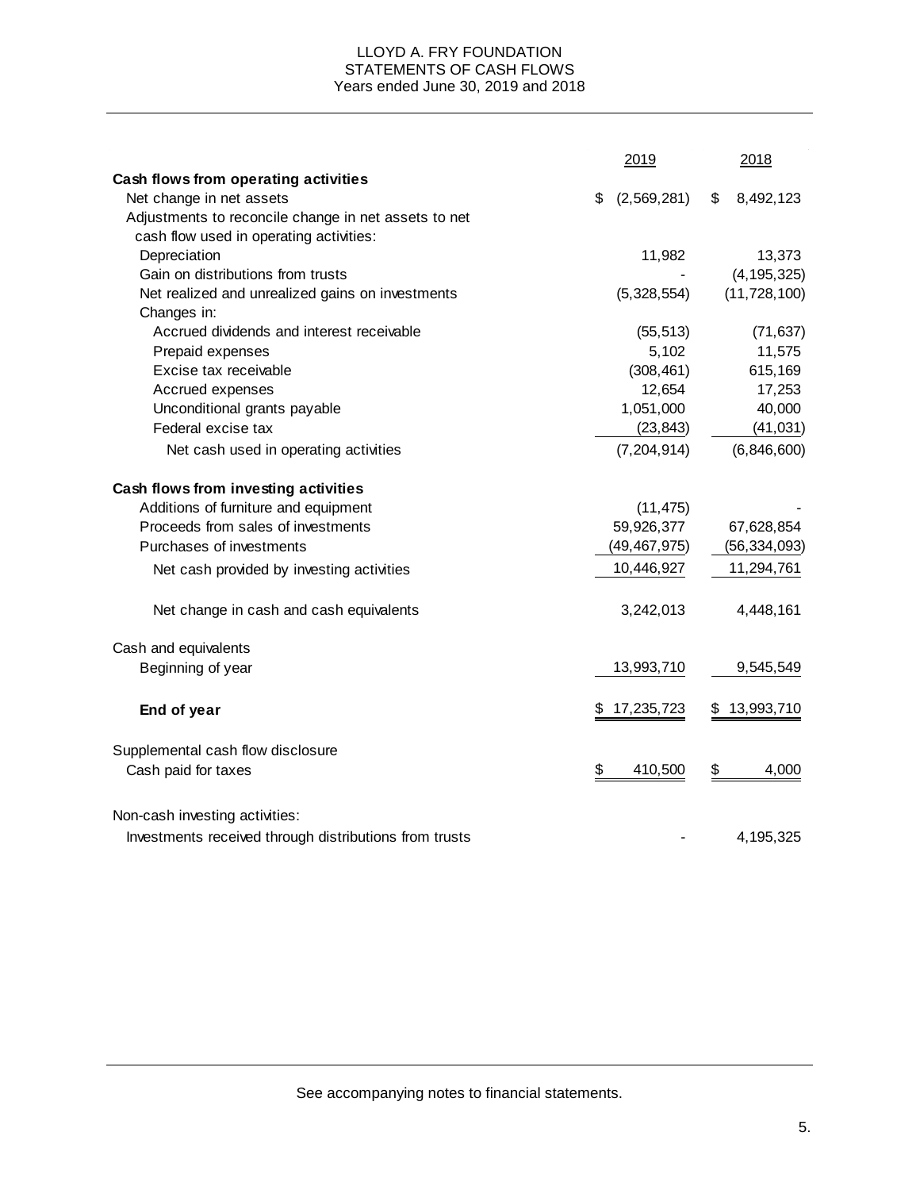# LLOYD A. FRY FOUNDATION
## STATEMENTS OF CASH FLOWS
### Years ended June 30, 2019 and 2018

| | 2019 | 2018 |
|---|---|---|
| **Cash flows from operating activities** | | |
| Net change in net assets | $ (2,569,281) | $ 8,492,123 |
| Adjustments to reconcile change in net assets to net cash flow used in operating activities: | | |
| Depreciation | 11,982 | 13,373 |
| Gain on distributions from trusts | - | (4,195,325) |
| Net realized and unrealized gains on investments | (5,328,554) | (11,728,100) |
| Changes in: | | |
| Accrued dividends and interest receivable | (55,513) | (71,637) |
| Prepaid expenses | 5,102 | 11,575 |
| Excise tax receivable | (308,461) | 615,169 |
| Accrued expenses | 12,654 | 17,253 |
| Unconditional grants payable | 1,051,000 | 40,000 |
| Federal excise tax | (23,843) | (41,031) |
| Net cash used in operating activities | (7,204,914) | (6,846,600) |
| **Cash flows from investing activities** | | |
| Additions of furniture and equipment | (11,475) | - |
| Proceeds from sales of investments | 59,926,377 | 67,628,854 |
| Purchases of investments | (49,467,975) | (56,334,093) |
| Net cash provided by investing activities | 10,446,927 | 11,294,761 |
| Net change in cash and cash equivalents | 3,242,013 | 4,448,161 |
| Cash and equivalents | | |
| Beginning of year | 13,993,710 | 9,545,549 |
| **End of year** | $ 17,235,723 | $ 13,993,710 |
| Supplemental cash flow disclosure | | |
| Cash paid for taxes | $ 410,500 | $ 4,000 |
| Non-cash investing activities: | | |
| Investments received through distributions from trusts | - | 4,195,325 |

See accompanying notes to financial statements.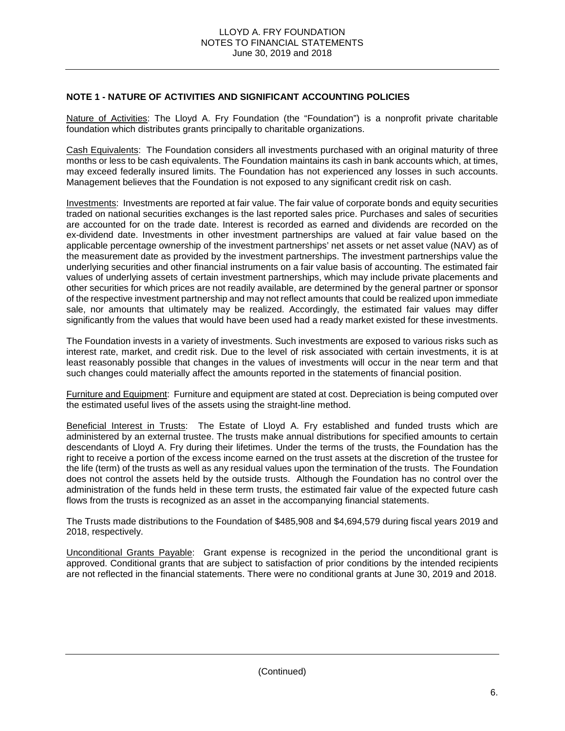## NOTE 1 - NATURE OF ACTIVITIES AND SIGNIFICANT ACCOUNTING POLICIES

Nature of Activities: The Lloyd A. Fry Foundation (the "Foundation") is a nonprofit private charitable foundation which distributes grants principally to charitable organizations.

Cash Equivalents: The Foundation considers all investments purchased with an original maturity of three months or less to be cash equivalents. The Foundation maintains its cash in bank accounts which, at times, may exceed federally insured limits. The Foundation has not experienced any losses in such accounts. Management believes that the Foundation is not exposed to any significant credit risk on cash.

Investments: Investments are reported at fair value. The fair value of corporate bonds and equity securities traded on national securities exchanges is the last reported sales price. Purchases and sales of securities are accounted for on the trade date. Interest is recorded as earned and dividends are recorded on the ex-dividend date. Investments in other investment partnerships are valued at fair value based on the applicable percentage ownership of the investment partnerships' net assets or net asset value (NAV) as of the measurement date as provided by the investment partnerships. The investment partnerships value the underlying securities and other financial instruments on a fair value basis of accounting. The estimated fair values of underlying assets of certain investment partnerships, which may include private placements and other securities for which prices are not readily available, are determined by the general partner or sponsor of the respective investment partnership and may not reflect amounts that could be realized upon immediate sale, nor amounts that ultimately may be realized. Accordingly, the estimated fair values may differ significantly from the values that would have been used had a ready market existed for these investments.

The Foundation invests in a variety of investments. Such investments are exposed to various risks such as interest rate, market, and credit risk. Due to the level of risk associated with certain investments, it is at least reasonably possible that changes in the values of investments will occur in the near term and that such changes could materially affect the amounts reported in the statements of financial position.

Furniture and Equipment: Furniture and equipment are stated at cost. Depreciation is being computed over the estimated useful lives of the assets using the straight-line method.

Beneficial Interest in Trusts: The Estate of Lloyd A. Fry established and funded trusts which are administered by an external trustee. The trusts make annual distributions for specified amounts to certain descendants of Lloyd A. Fry during their lifetimes. Under the terms of the trusts, the Foundation has the right to receive a portion of the excess income earned on the trust assets at the discretion of the trustee for the life (term) of the trusts as well as any residual values upon the termination of the trusts. The Foundation does not control the assets held by the outside trusts. Although the Foundation has no control over the administration of the funds held in these term trusts, the estimated fair value of the expected future cash flows from the trusts is recognized as an asset in the accompanying financial statements.

The Trusts made distributions to the Foundation of $485,908 and $4,694,579 during fiscal years 2019 and 2018, respectively.

Unconditional Grants Payable: Grant expense is recognized in the period the unconditional grant is approved. Conditional grants that are subject to satisfaction of prior conditions by the intended recipients are not reflected in the financial statements. There were no conditional grants at June 30, 2019 and 2018.

(Continued)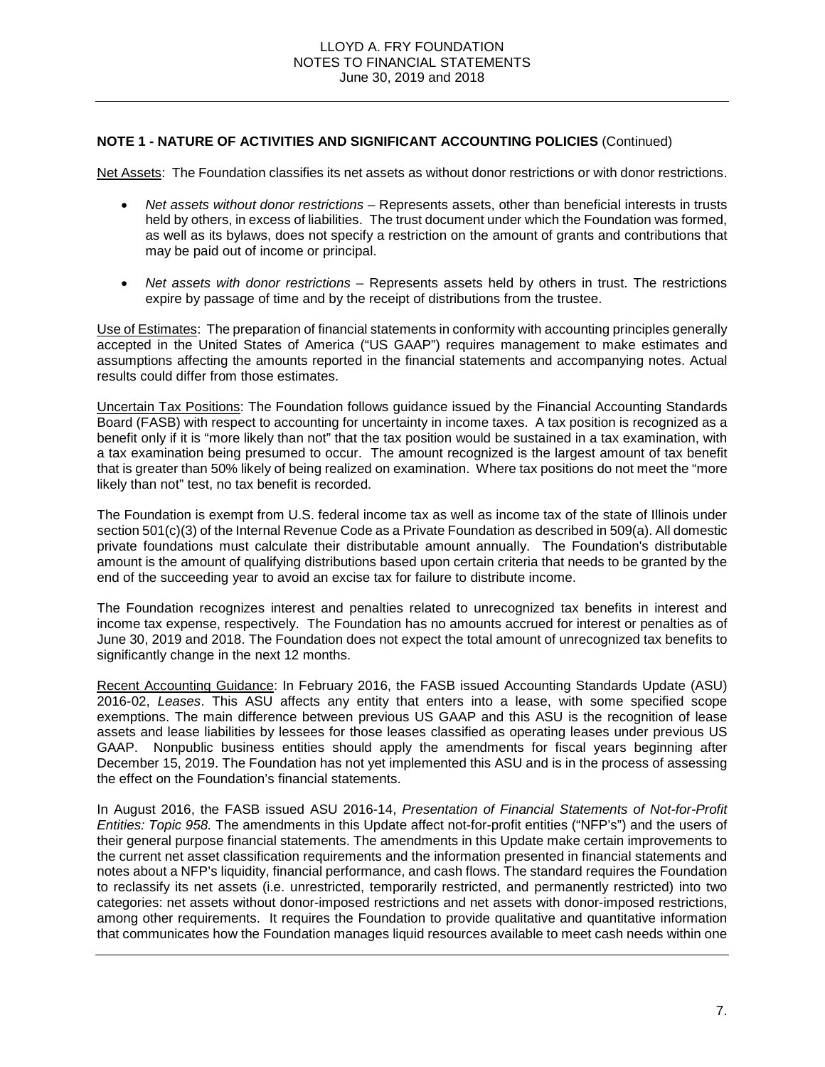**NOTE 1 - NATURE OF ACTIVITIES AND SIGNIFICANT ACCOUNTING POLICIES** (Continued)

Net Assets: The Foundation classifies its net assets as without donor restrictions or with donor restrictions.

- *Net assets without donor restrictions* – Represents assets, other than beneficial interests in trusts held by others, in excess of liabilities. The trust document under which the Foundation was formed, as well as its bylaws, does not specify a restriction on the amount of grants and contributions that may be paid out of income or principal.
- *Net assets with donor restrictions* – Represents assets held by others in trust. The restrictions expire by passage of time and by the receipt of distributions from the trustee.

Use of Estimates: The preparation of financial statements in conformity with accounting principles generally accepted in the United States of America ("US GAAP") requires management to make estimates and assumptions affecting the amounts reported in the financial statements and accompanying notes. Actual results could differ from those estimates.

Uncertain Tax Positions: The Foundation follows guidance issued by the Financial Accounting Standards Board (FASB) with respect to accounting for uncertainty in income taxes. A tax position is recognized as a benefit only if it is "more likely than not" that the tax position would be sustained in a tax examination, with a tax examination being presumed to occur. The amount recognized is the largest amount of tax benefit that is greater than 50% likely of being realized on examination. Where tax positions do not meet the "more likely than not" test, no tax benefit is recorded.

The Foundation is exempt from U.S. federal income tax as well as income tax of the state of Illinois under section 501(c)(3) of the Internal Revenue Code as a Private Foundation as described in 509(a). All domestic private foundations must calculate their distributable amount annually. The Foundation's distributable amount is the amount of qualifying distributions based upon certain criteria that needs to be granted by the end of the succeeding year to avoid an excise tax for failure to distribute income.

The Foundation recognizes interest and penalties related to unrecognized tax benefits in interest and income tax expense, respectively. The Foundation has no amounts accrued for interest or penalties as of June 30, 2019 and 2018. The Foundation does not expect the total amount of unrecognized tax benefits to significantly change in the next 12 months.

Recent Accounting Guidance: In February 2016, the FASB issued Accounting Standards Update (ASU) 2016-02, *Leases*. This ASU affects any entity that enters into a lease, with some specified scope exemptions. The main difference between previous US GAAP and this ASU is the recognition of lease assets and lease liabilities by lessees for those leases classified as operating leases under previous US GAAP. Nonpublic business entities should apply the amendments for fiscal years beginning after December 15, 2019. The Foundation has not yet implemented this ASU and is in the process of assessing the effect on the Foundation's financial statements.

In August 2016, the FASB issued ASU 2016-14, *Presentation of Financial Statements of Not-for-Profit Entities: Topic 958.* The amendments in this Update affect not-for-profit entities ("NFP's") and the users of their general purpose financial statements. The amendments in this Update make certain improvements to the current net asset classification requirements and the information presented in financial statements and notes about a NFP's liquidity, financial performance, and cash flows. The standard requires the Foundation to reclassify its net assets (i.e. unrestricted, temporarily restricted, and permanently restricted) into two categories: net assets without donor-imposed restrictions and net assets with donor-imposed restrictions, among other requirements. It requires the Foundation to provide qualitative and quantitative information that communicates how the Foundation manages liquid resources available to meet cash needs within one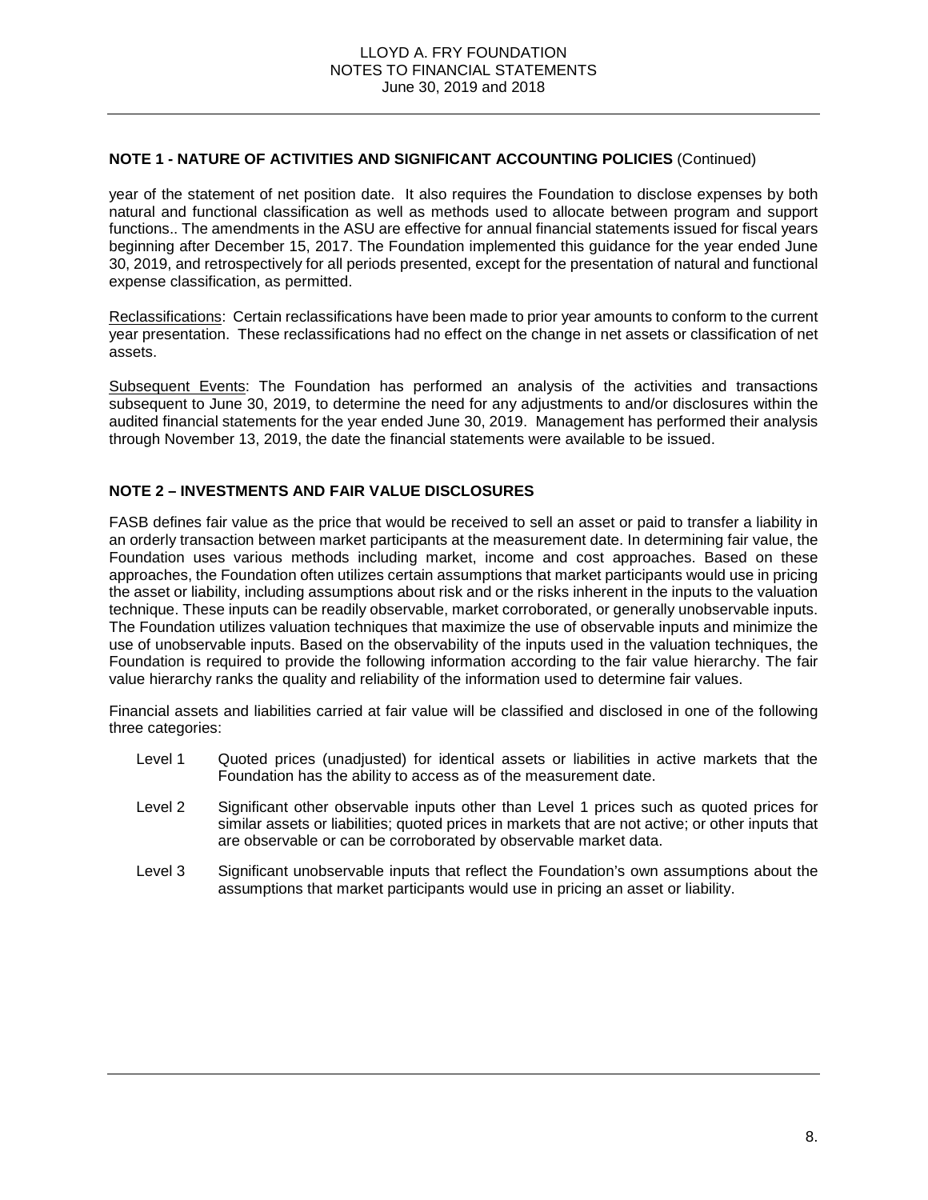## NOTE 1 - NATURE OF ACTIVITIES AND SIGNIFICANT ACCOUNTING POLICIES (Continued)

year of the statement of net position date. It also requires the Foundation to disclose expenses by both natural and functional classification as well as methods used to allocate between program and support functions.. The amendments in the ASU are effective for annual financial statements issued for fiscal years beginning after December 15, 2017. The Foundation implemented this guidance for the year ended June 30, 2019, and retrospectively for all periods presented, except for the presentation of natural and functional expense classification, as permitted.

Reclassifications: Certain reclassifications have been made to prior year amounts to conform to the current year presentation. These reclassifications had no effect on the change in net assets or classification of net assets.

Subsequent Events: The Foundation has performed an analysis of the activities and transactions subsequent to June 30, 2019, to determine the need for any adjustments to and/or disclosures within the audited financial statements for the year ended June 30, 2019. Management has performed their analysis through November 13, 2019, the date the financial statements were available to be issued.

## NOTE 2 – INVESTMENTS AND FAIR VALUE DISCLOSURES

FASB defines fair value as the price that would be received to sell an asset or paid to transfer a liability in an orderly transaction between market participants at the measurement date. In determining fair value, the Foundation uses various methods including market, income and cost approaches. Based on these approaches, the Foundation often utilizes certain assumptions that market participants would use in pricing the asset or liability, including assumptions about risk and or the risks inherent in the inputs to the valuation technique. These inputs can be readily observable, market corroborated, or generally unobservable inputs. The Foundation utilizes valuation techniques that maximize the use of observable inputs and minimize the use of unobservable inputs. Based on the observability of the inputs used in the valuation techniques, the Foundation is required to provide the following information according to the fair value hierarchy. The fair value hierarchy ranks the quality and reliability of the information used to determine fair values.

Financial assets and liabilities carried at fair value will be classified and disclosed in one of the following three categories:

- Level 1 Quoted prices (unadjusted) for identical assets or liabilities in active markets that the Foundation has the ability to access as of the measurement date.
- Level 2 Significant other observable inputs other than Level 1 prices such as quoted prices for similar assets or liabilities; quoted prices in markets that are not active; or other inputs that are observable or can be corroborated by observable market data.
- Level 3 Significant unobservable inputs that reflect the Foundation's own assumptions about the assumptions that market participants would use in pricing an asset or liability.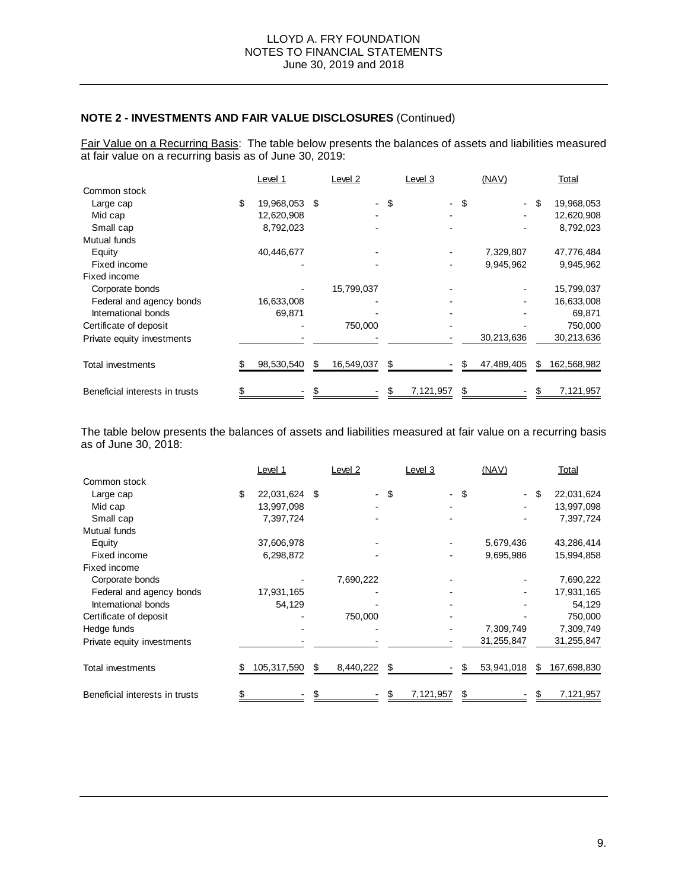## NOTE 2 - INVESTMENTS AND FAIR VALUE DISCLOSURES (Continued)

Fair Value on a Recurring Basis: The table below presents the balances of assets and liabilities measured at fair value on a recurring basis as of June 30, 2019:

| | Level 1 | Level 2 | Level 3 | (NAV) | Total |
|---|---|---|---|---|---|
| Common stock | | | | | |
| Large cap | $ 19,968,053 | $ - | $ - | $ - | $ 19,968,053 |
| Mid cap | 12,620,908 | - | - | - | 12,620,908 |
| Small cap | 8,792,023 | - | - | - | 8,792,023 |
| Mutual funds | | | | | |
| Equity | 40,446,677 | - | - | 7,329,807 | 47,776,484 |
| Fixed income | - | - | - | 9,945,962 | 9,945,962 |
| Fixed income | | | | | |
| Corporate bonds | - | 15,799,037 | - | - | 15,799,037 |
| Federal and agency bonds | 16,633,008 | - | - | - | 16,633,008 |
| International bonds | 69,871 | - | - | - | 69,871 |
| Certificate of deposit | - | 750,000 | - | - | 750,000 |
| Private equity investments | - | - | - | 30,213,636 | 30,213,636 |
| Total investments | $ 98,530,540 | $ 16,549,037 | $ - | $ 47,489,405 | $ 162,568,982 |
| Beneficial interests in trusts | $ - | $ - | $ 7,121,957 | $ - | $ 7,121,957 |

The table below presents the balances of assets and liabilities measured at fair value on a recurring basis as of June 30, 2018:

| | Level 1 | Level 2 | Level 3 | (NAV) | Total |
|---|---|---|---|---|---|
| Common stock | | | | | |
| Large cap | $ 22,031,624 | $ - | $ - | $ - | $ 22,031,624 |
| Mid cap | 13,997,098 | - | - | - | 13,997,098 |
| Small cap | 7,397,724 | - | - | - | 7,397,724 |
| Mutual funds | | | | | |
| Equity | 37,606,978 | - | - | 5,679,436 | 43,286,414 |
| Fixed income | 6,298,872 | - | - | 9,695,986 | 15,994,858 |
| Fixed income | | | | | |
| Corporate bonds | - | 7,690,222 | - | - | 7,690,222 |
| Federal and agency bonds | 17,931,165 | - | - | - | 17,931,165 |
| International bonds | 54,129 | - | - | - | 54,129 |
| Certificate of deposit | - | 750,000 | - | - | 750,000 |
| Hedge funds | - | - | - | 7,309,749 | 7,309,749 |
| Private equity investments | - | - | - | 31,255,847 | 31,255,847 |
| Total investments | $ 105,317,590 | $ 8,440,222 | $ - | $ 53,941,018 | $ 167,698,830 |
| Beneficial interests in trusts | $ - | $ - | $ 7,121,957 | $ - | $ 7,121,957 |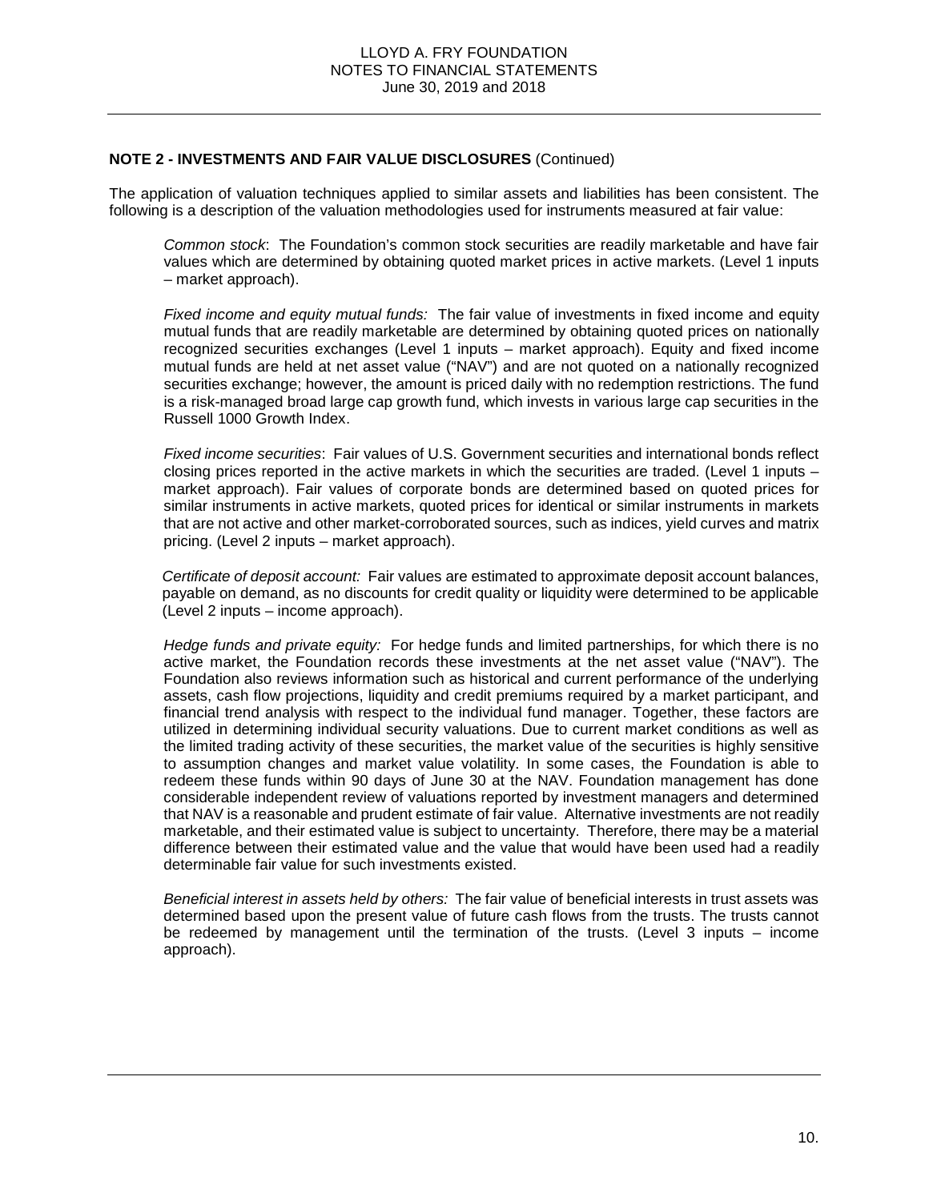## NOTE 2 - INVESTMENTS AND FAIR VALUE DISCLOSURES (Continued)

The application of valuation techniques applied to similar assets and liabilities has been consistent. The following is a description of the valuation methodologies used for instruments measured at fair value:

*Common stock*: The Foundation's common stock securities are readily marketable and have fair values which are determined by obtaining quoted market prices in active markets. (Level 1 inputs – market approach).

*Fixed income and equity mutual funds:* The fair value of investments in fixed income and equity mutual funds that are readily marketable are determined by obtaining quoted prices on nationally recognized securities exchanges (Level 1 inputs – market approach). Equity and fixed income mutual funds are held at net asset value ("NAV") and are not quoted on a nationally recognized securities exchange; however, the amount is priced daily with no redemption restrictions. The fund is a risk-managed broad large cap growth fund, which invests in various large cap securities in the Russell 1000 Growth Index.

*Fixed income securities*: Fair values of U.S. Government securities and international bonds reflect closing prices reported in the active markets in which the securities are traded. (Level 1 inputs – market approach). Fair values of corporate bonds are determined based on quoted prices for similar instruments in active markets, quoted prices for identical or similar instruments in markets that are not active and other market-corroborated sources, such as indices, yield curves and matrix pricing. (Level 2 inputs – market approach).

*Certificate of deposit account:* Fair values are estimated to approximate deposit account balances, payable on demand, as no discounts for credit quality or liquidity were determined to be applicable (Level 2 inputs – income approach).

*Hedge funds and private equity:* For hedge funds and limited partnerships, for which there is no active market, the Foundation records these investments at the net asset value ("NAV"). The Foundation also reviews information such as historical and current performance of the underlying assets, cash flow projections, liquidity and credit premiums required by a market participant, and financial trend analysis with respect to the individual fund manager. Together, these factors are utilized in determining individual security valuations. Due to current market conditions as well as the limited trading activity of these securities, the market value of the securities is highly sensitive to assumption changes and market value volatility. In some cases, the Foundation is able to redeem these funds within 90 days of June 30 at the NAV. Foundation management has done considerable independent review of valuations reported by investment managers and determined that NAV is a reasonable and prudent estimate of fair value. Alternative investments are not readily marketable, and their estimated value is subject to uncertainty. Therefore, there may be a material difference between their estimated value and the value that would have been used had a readily determinable fair value for such investments existed.

*Beneficial interest in assets held by others:* The fair value of beneficial interests in trust assets was determined based upon the present value of future cash flows from the trusts. The trusts cannot be redeemed by management until the termination of the trusts. (Level 3 inputs – income approach).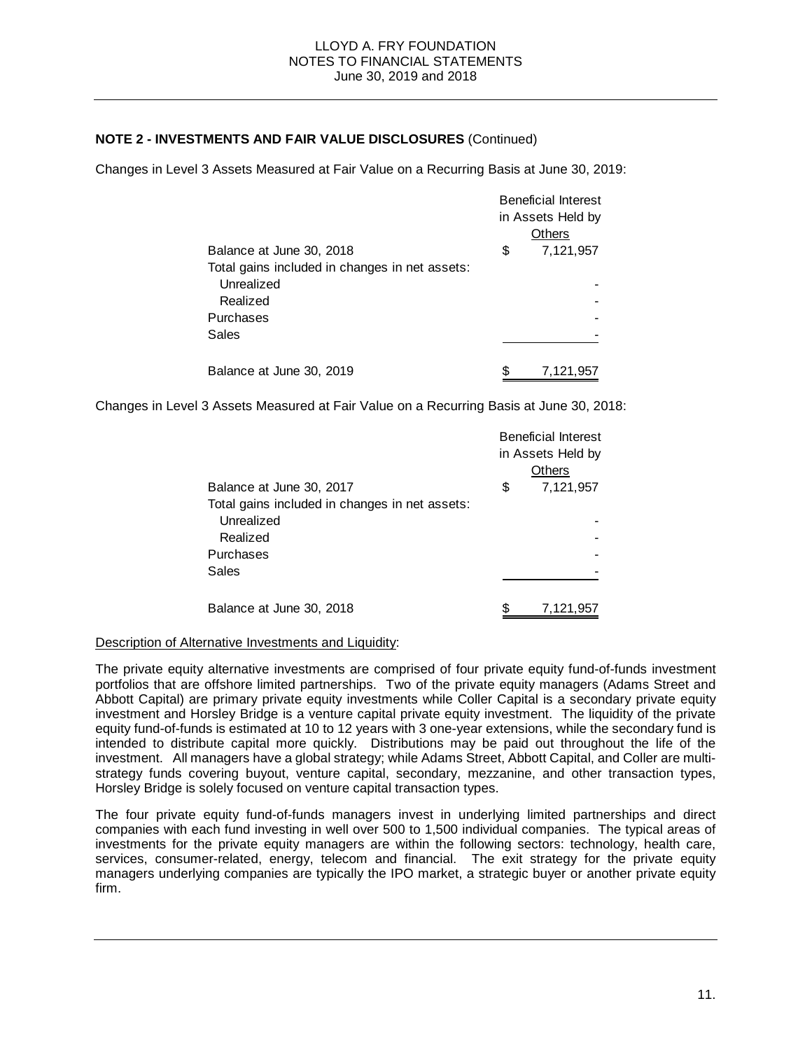**NOTE 2 - INVESTMENTS AND FAIR VALUE DISCLOSURES** (Continued)

Changes in Level 3 Assets Measured at Fair Value on a Recurring Basis at June 30, 2019:

| | Beneficial Interest in Assets Held by Others |
|---|---|
| Balance at June 30, 2018 | $ 7,121,957 |
| Total gains included in changes in net assets: | |
| Unrealized | - |
| Realized | - |
| Purchases | - |
| Sales | - |
| Balance at June 30, 2019 | $ 7,121,957 |

Changes in Level 3 Assets Measured at Fair Value on a Recurring Basis at June 30, 2018:

| | Beneficial Interest in Assets Held by Others |
|---|---|
| Balance at June 30, 2017 | $ 7,121,957 |
| Total gains included in changes in net assets: | |
| Unrealized | - |
| Realized | - |
| Purchases | - |
| Sales | - |
| Balance at June 30, 2018 | $ 7,121,957 |

Description of Alternative Investments and Liquidity:

The private equity alternative investments are comprised of four private equity fund-of-funds investment portfolios that are offshore limited partnerships. Two of the private equity managers (Adams Street and Abbott Capital) are primary private equity investments while Coller Capital is a secondary private equity investment and Horsley Bridge is a venture capital private equity investment. The liquidity of the private equity fund-of-funds is estimated at 10 to 12 years with 3 one-year extensions, while the secondary fund is intended to distribute capital more quickly. Distributions may be paid out throughout the life of the investment. All managers have a global strategy; while Adams Street, Abbott Capital, and Coller are multi-strategy funds covering buyout, venture capital, secondary, mezzanine, and other transaction types, Horsley Bridge is solely focused on venture capital transaction types.

The four private equity fund-of-funds managers invest in underlying limited partnerships and direct companies with each fund investing in well over 500 to 1,500 individual companies. The typical areas of investments for the private equity managers are within the following sectors: technology, health care, services, consumer-related, energy, telecom and financial. The exit strategy for the private equity managers underlying companies are typically the IPO market, a strategic buyer or another private equity firm.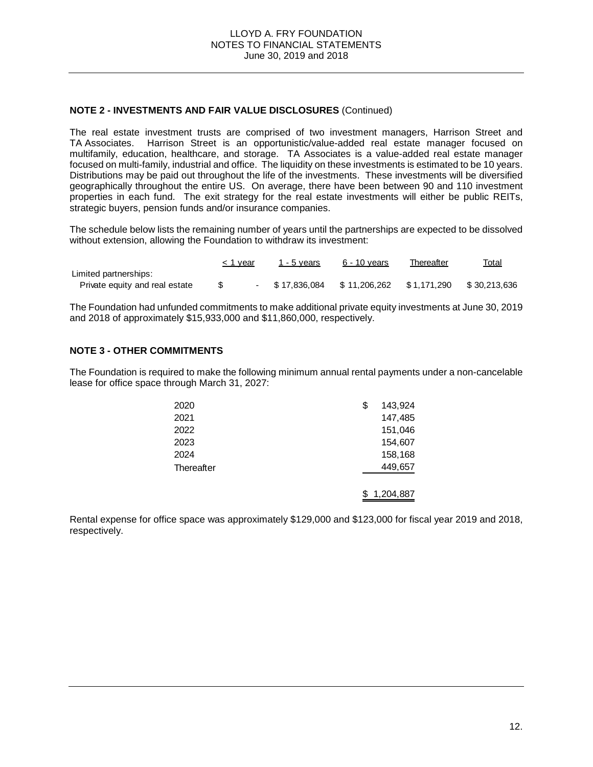## NOTE 2 - INVESTMENTS AND FAIR VALUE DISCLOSURES (Continued)

The real estate investment trusts are comprised of two investment managers, Harrison Street and TA Associates. Harrison Street is an opportunistic/value-added real estate manager focused on multifamily, education, healthcare, and storage. TA Associates is a value-added real estate manager focused on multi-family, industrial and office. The liquidity on these investments is estimated to be 10 years. Distributions may be paid out throughout the life of the investments. These investments will be diversified geographically throughout the entire US. On average, there have been between 90 and 110 investment properties in each fund. The exit strategy for the real estate investments will either be public REITs, strategic buyers, pension funds and/or insurance companies.

The schedule below lists the remaining number of years until the partnerships are expected to be dissolved without extension, allowing the Foundation to withdraw its investment:

| | < 1 year | 1 - 5 years | 6 - 10 years | Thereafter | Total |
|---|---|---|---|---|---|
| Limited partnerships: | | | | | |
| Private equity and real estate | $ - | $ 17,836,084 | $ 11,206,262 | $ 1,171,290 | $ 30,213,636 |

The Foundation had unfunded commitments to make additional private equity investments at June 30, 2019 and 2018 of approximately $15,933,000 and $11,860,000, respectively.

## NOTE 3 - OTHER COMMITMENTS

The Foundation is required to make the following minimum annual rental payments under a non-cancelable lease for office space through March 31, 2027:

| | |
|---|---|
| 2020 | $ 143,924 |
| 2021 | 147,485 |
| 2022 | 151,046 |
| 2023 | 154,607 |
| 2024 | 158,168 |
| Thereafter | 449,657 |
| | $ 1,204,887 |

Rental expense for office space was approximately $129,000 and $123,000 for fiscal year 2019 and 2018, respectively.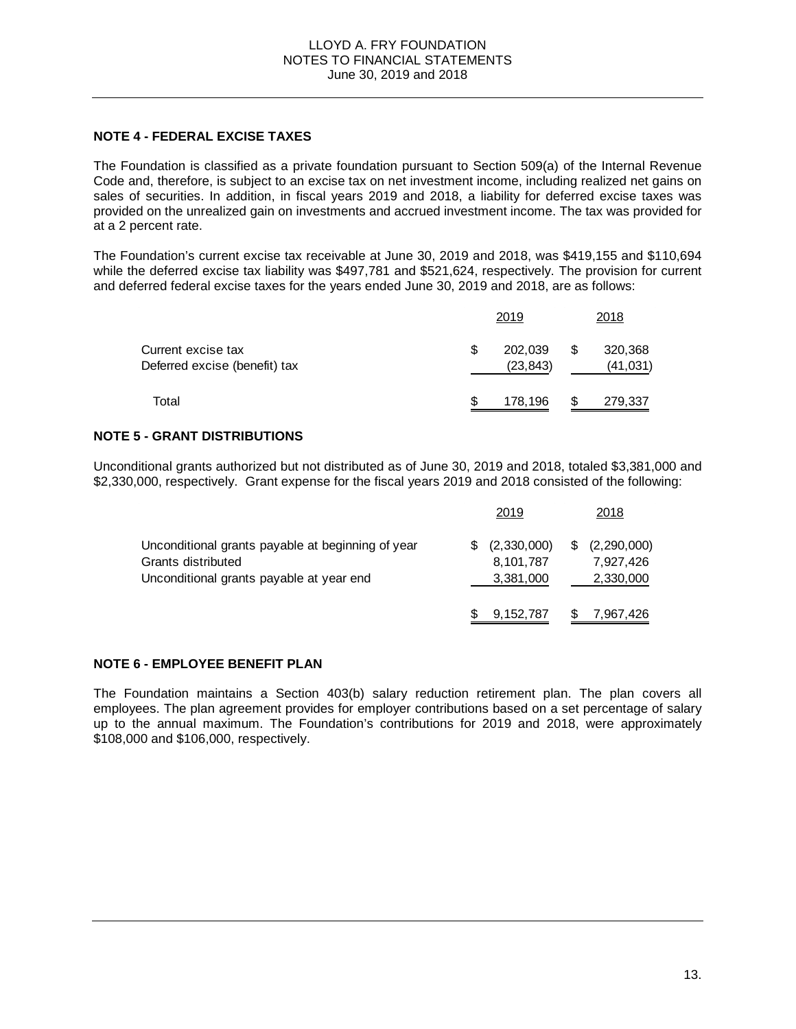## NOTE 4 - FEDERAL EXCISE TAXES

The Foundation is classified as a private foundation pursuant to Section 509(a) of the Internal Revenue Code and, therefore, is subject to an excise tax on net investment income, including realized net gains on sales of securities. In addition, in fiscal years 2019 and 2018, a liability for deferred excise taxes was provided on the unrealized gain on investments and accrued investment income. The tax was provided for at a 2 percent rate.

The Foundation's current excise tax receivable at June 30, 2019 and 2018, was $419,155 and $110,694 while the deferred excise tax liability was $497,781 and $521,624, respectively. The provision for current and deferred federal excise taxes for the years ended June 30, 2019 and 2018, are as follows:

| | 2019 | 2018 |
|---|---|---|
| Current excise tax | $ 202,039 | $ 320,368 |
| Deferred excise (benefit) tax | (23,843) | (41,031) |
| Total | $ 178,196 | $ 279,337 |

## NOTE 5 - GRANT DISTRIBUTIONS

Unconditional grants authorized but not distributed as of June 30, 2019 and 2018, totaled $3,381,000 and $2,330,000, respectively. Grant expense for the fiscal years 2019 and 2018 consisted of the following:

| | 2019 | 2018 |
|---|---|---|
| Unconditional grants payable at beginning of year | $ (2,330,000) | $ (2,290,000) |
| Grants distributed | 8,101,787 | 7,927,426 |
| Unconditional grants payable at year end | 3,381,000 | 2,330,000 |
| | $ 9,152,787 | $ 7,967,426 |

## NOTE 6 - EMPLOYEE BENEFIT PLAN

The Foundation maintains a Section 403(b) salary reduction retirement plan. The plan covers all employees. The plan agreement provides for employer contributions based on a set percentage of salary up to the annual maximum. The Foundation's contributions for 2019 and 2018, were approximately $108,000 and $106,000, respectively.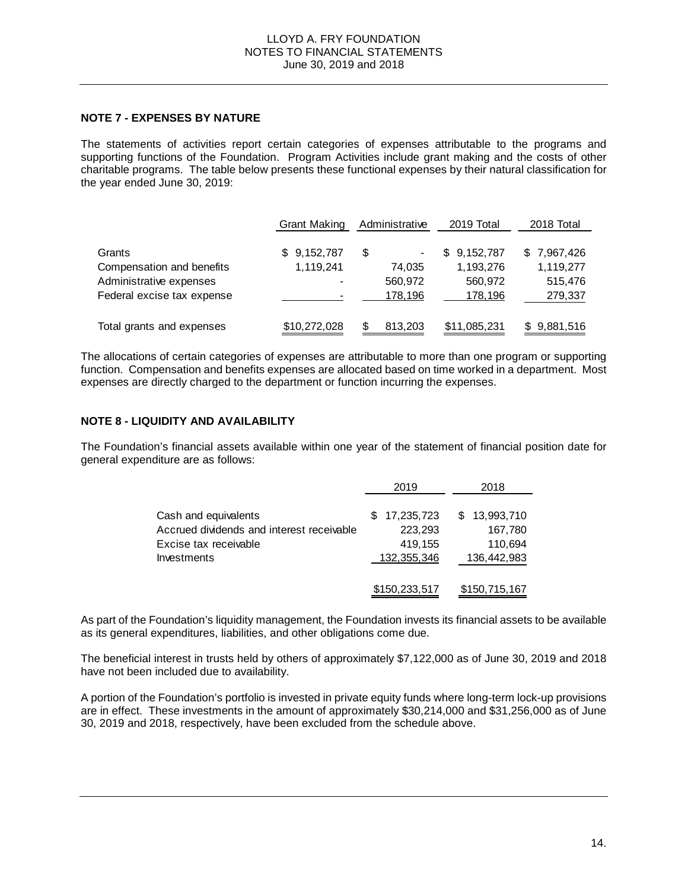## NOTE 7 - EXPENSES BY NATURE

The statements of activities report certain categories of expenses attributable to the programs and supporting functions of the Foundation. Program Activities include grant making and the costs of other charitable programs. The table below presents these functional expenses by their natural classification for the year ended June 30, 2019:

| | Grant Making | Administrative | 2019 Total | 2018 Total |
|---|---|---|---|---|
| Grants | $ 9,152,787 | $ - | $ 9,152,787 | $ 7,967,426 |
| Compensation and benefits | 1,119,241 | 74,035 | 1,193,276 | 1,119,277 |
| Administrative expenses | - | 560,972 | 560,972 | 515,476 |
| Federal excise tax expense | - | 178,196 | 178,196 | 279,337 |
| Total grants and expenses | $10,272,028 | $ 813,203 | $11,085,231 | $ 9,881,516 |

The allocations of certain categories of expenses are attributable to more than one program or supporting function. Compensation and benefits expenses are allocated based on time worked in a department. Most expenses are directly charged to the department or function incurring the expenses.

## NOTE 8 - LIQUIDITY AND AVAILABILITY

The Foundation's financial assets available within one year of the statement of financial position date for general expenditure are as follows:

| | 2019 | 2018 |
|---|---|---|
| Cash and equivalents | $ 17,235,723 | $ 13,993,710 |
| Accrued dividends and interest receivable | 223,293 | 167,780 |
| Excise tax receivable | 419,155 | 110,694 |
| Investments | 132,355,346 | 136,442,983 |
| | $150,233,517 | $150,715,167 |

As part of the Foundation's liquidity management, the Foundation invests its financial assets to be available as its general expenditures, liabilities, and other obligations come due.

The beneficial interest in trusts held by others of approximately $7,122,000 as of June 30, 2019 and 2018 have not been included due to availability.

A portion of the Foundation's portfolio is invested in private equity funds where long-term lock-up provisions are in effect. These investments in the amount of approximately $30,214,000 and $31,256,000 as of June 30, 2019 and 2018, respectively, have been excluded from the schedule above.